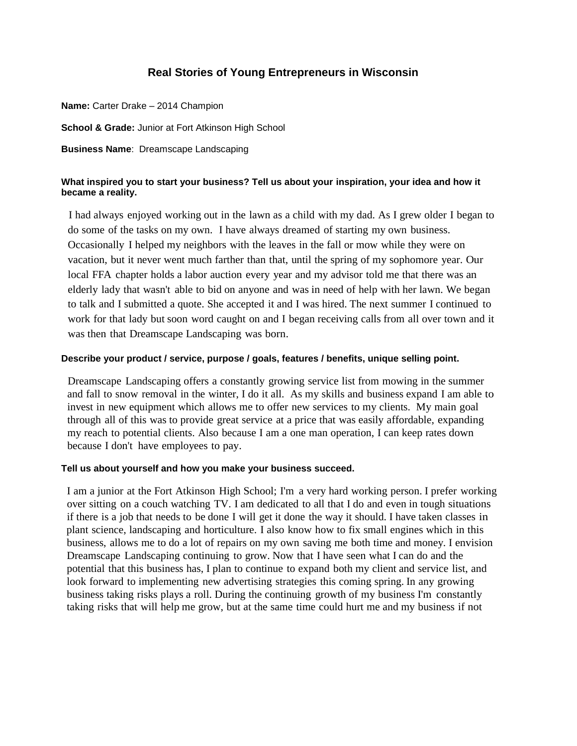# Real Stories of Young Entrepreneurs in Wisconsin

**Name:** Carter Drake – 2014 Champion

**School & Grade:** Junior at Fort Atkinson High School

**Business Name**: Dreamscape Landscaping

**What inspired you to start your business? Tell us about your inspiration, your idea and how it became a reality.**

I had always enjoyed working out in the lawn as a child with my dad. As I grew older I began to do some of the tasks on my own. I have always dreamed of starting my own business. Occasionally I helped my neighbors with the leaves in the fall or mow while they were on vacation, but it never went much farther than that, until the spring of my sophomore year. Our local FFA chapter holds a labor auction every year and my advisor told me that there was an elderly lady that wasn't able to bid on anyone and was in need of help with her lawn. We began to talk and I submitted a quote. She accepted it and I was hired. The next summer I continued to work for that lady but soon word caught on and I began receiving calls from all over town and it was then that Dreamscape Landscaping was born.

**Describe your product / service, purpose / goals, features / benefits, unique selling point.**

Dreamscape Landscaping offers a constantly growing service list from mowing in the summer and fall to snow removal in the winter, I do it all. As my skills and business expand I am able to invest in new equipment which allows me to offer new services to my clients. My main goal through all of this was to provide great service at a price that was easily affordable, expanding my reach to potential clients. Also because I am a one man operation, I can keep rates down because I don't have employees to pay.

**Tell us about yourself and how you make your business succeed.**

I am a junior at the Fort Atkinson High School; I'm a very hard working person. I prefer working over sitting on a couch watching TV. I am dedicated to all that I do and even in tough situations if there is a job that needs to be done I will get it done the way it should. I have taken classes in plant science, landscaping and horticulture. I also know how to fix small engines which in this business, allows me to do a lot of repairs on my own saving me both time and money. I envision Dreamscape Landscaping continuing to grow. Now that I have seen what I can do and the potential that this business has, I plan to continue to expand both my client and service list, and look forward to implementing new advertising strategies this coming spring. In any growing business taking risks plays a roll. During the continuing growth of my business I'm constantly taking risks that will help me grow, but at the same time could hurt me and my business if not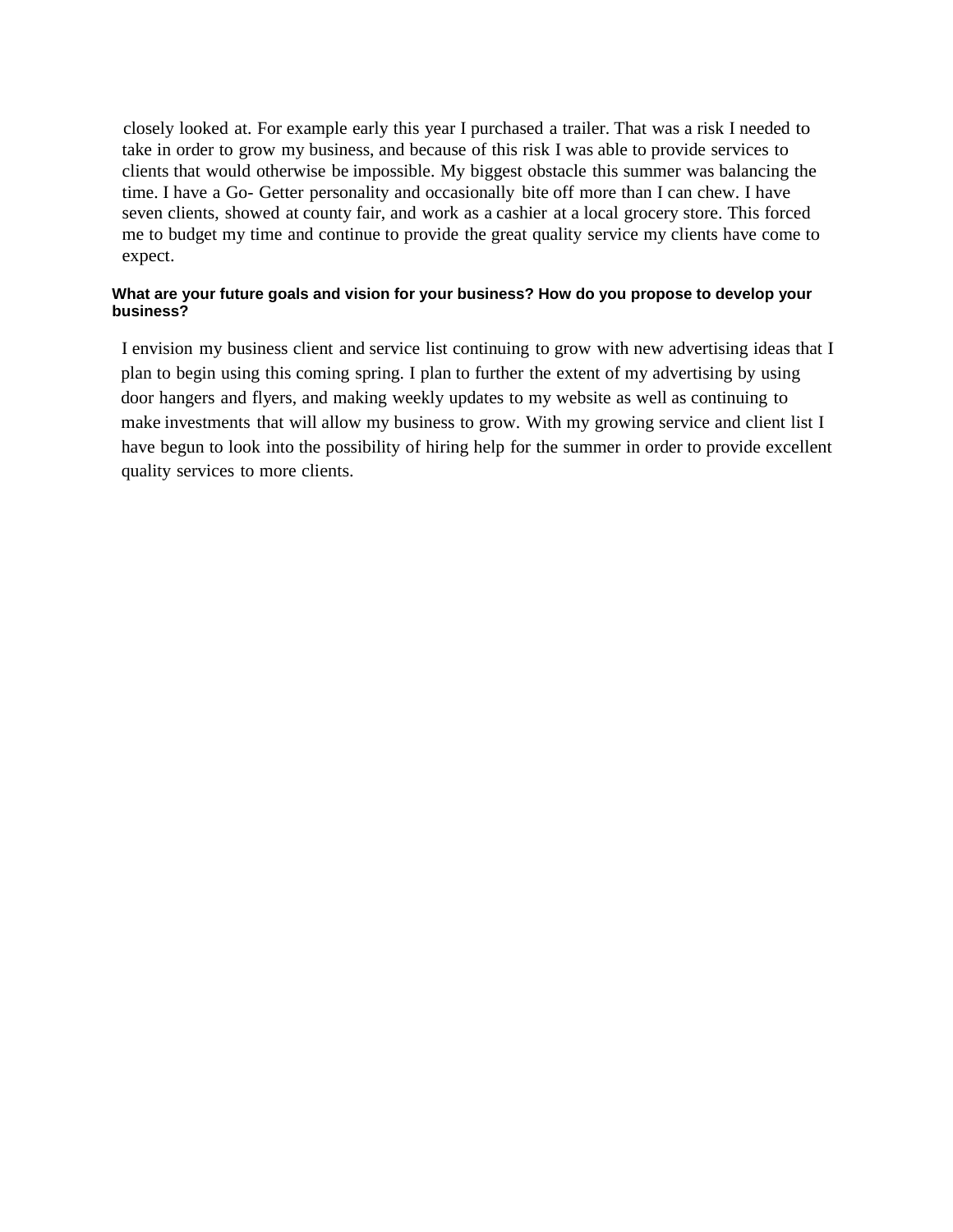closely looked at. For example early this year I purchased a trailer. That was a risk I needed to take in order to grow my business, and because of this risk I was able to provide services to clients that would otherwise be impossible. My biggest obstacle this summer was balancing the time. I have a Go- Getter personality and occasionally bite off more than I can chew. I have seven clients, showed at county fair, and work as a cashier at a local grocery store. This forced me to budget my time and continue to provide the great quality service my clients have come to expect.

**What are your future goals and vision for your business? How do you propose to develop your business?**

I envision my business client and service list continuing to grow with new advertising ideas that I plan to begin using this coming spring. I plan to further the extent of my advertising by using door hangers and flyers, and making weekly updates to my website as well as continuing to make investments that will allow my business to grow. With my growing service and client list I have begun to look into the possibility of hiring help for the summer in order to provide excellent quality services to more clients.